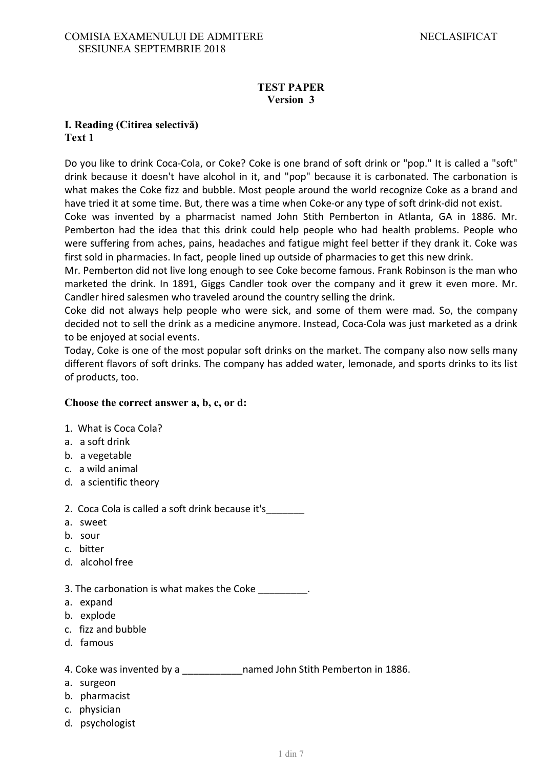COMISIA EXAMENULUI DE ADMITERE NECLASIFICAT
SESIUNEA SEPTEMBRIE 2018

## TEST PAPER
## Version 3

### I. Reading (Citirea selectivă)
**Text 1**

Do you like to drink Coca-Cola, or Coke? Coke is one brand of soft drink or "pop." It is called a "soft" drink because it doesn't have alcohol in it, and "pop" because it is carbonated. The carbonation is what makes the Coke fizz and bubble. Most people around the world recognize Coke as a brand and have tried it at some time. But, there was a time when Coke-or any type of soft drink-did not exist.
Coke was invented by a pharmacist named John Stith Pemberton in Atlanta, GA in 1886. Mr. Pemberton had the idea that this drink could help people who had health problems. People who were suffering from aches, pains, headaches and fatigue might feel better if they drank it. Coke was first sold in pharmacies. In fact, people lined up outside of pharmacies to get this new drink.
Mr. Pemberton did not live long enough to see Coke become famous. Frank Robinson is the man who marketed the drink. In 1891, Giggs Candler took over the company and it grew it even more. Mr. Candler hired salesmen who traveled around the country selling the drink.
Coke did not always help people who were sick, and some of them were mad. So, the company decided not to sell the drink as a medicine anymore. Instead, Coca-Cola was just marketed as a drink to be enjoyed at social events.
Today, Coke is one of the most popular soft drinks on the market. The company also now sells many different flavors of soft drinks. The company has added water, lemonade, and sports drinks to its list of products, too.

**Choose the correct answer a, b, c, or d:**

1. What is Coca Cola?
a. a soft drink
b. a vegetable
c. a wild animal
d. a scientific theory

2. Coca Cola is called a soft drink because it's_______
a. sweet
b. sour
c. bitter
d. alcohol free

3. The carbonation is what makes the Coke _________.
a. expand
b. explode
c. fizz and bubble
d. famous

4. Coke was invented by a ___________named John Stith Pemberton in 1886.
a. surgeon
b. pharmacist
c. physician
d. psychologist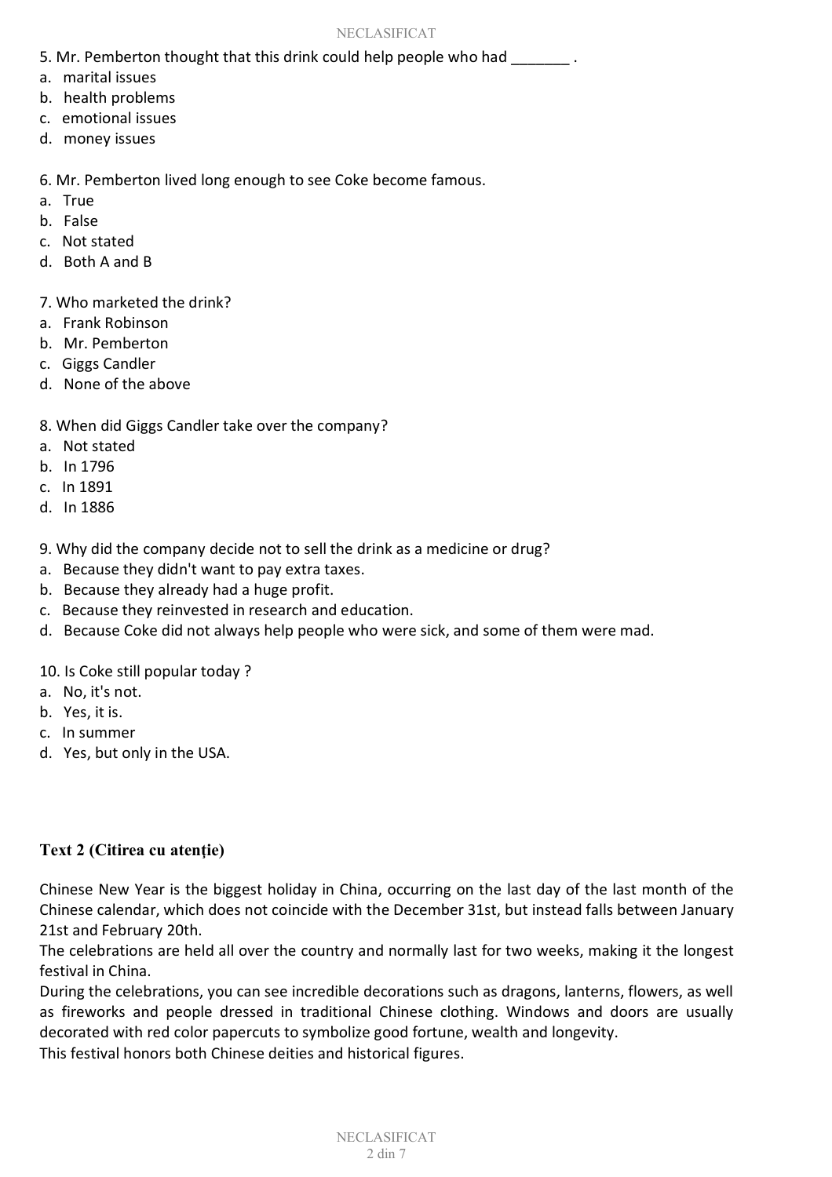5. Mr. Pemberton thought that this drink could help people who had _______ .

a. marital issues
b. health problems
c. emotional issues
d. money issues

6. Mr. Pemberton lived long enough to see Coke become famous.

a. True
b. False
c. Not stated
d. Both A and B

7. Who marketed the drink?

a. Frank Robinson
b. Mr. Pemberton
c. Giggs Candler
d. None of the above

8. When did Giggs Candler take over the company?

a. Not stated
b. In 1796
c. In 1891
d. In 1886

9. Why did the company decide not to sell the drink as a medicine or drug?

a. Because they didn't want to pay extra taxes.
b. Because they already had a huge profit.
c. Because they reinvested in research and education.
d. Because Coke did not always help people who were sick, and some of them were mad.

10. Is Coke still popular today ?

a. No, it's not.
b. Yes, it is.
c. In summer
d. Yes, but only in the USA.

**Text 2 (Citirea cu atenție)**

Chinese New Year is the biggest holiday in China, occurring on the last day of the last month of the Chinese calendar, which does not coincide with the December 31st, but instead falls between January 21st and February 20th.

The celebrations are held all over the country and normally last for two weeks, making it the longest festival in China.

During the celebrations, you can see incredible decorations such as dragons, lanterns, flowers, as well as fireworks and people dressed in traditional Chinese clothing. Windows and doors are usually decorated with red color papercuts to symbolize good fortune, wealth and longevity.

This festival honors both Chinese deities and historical figures.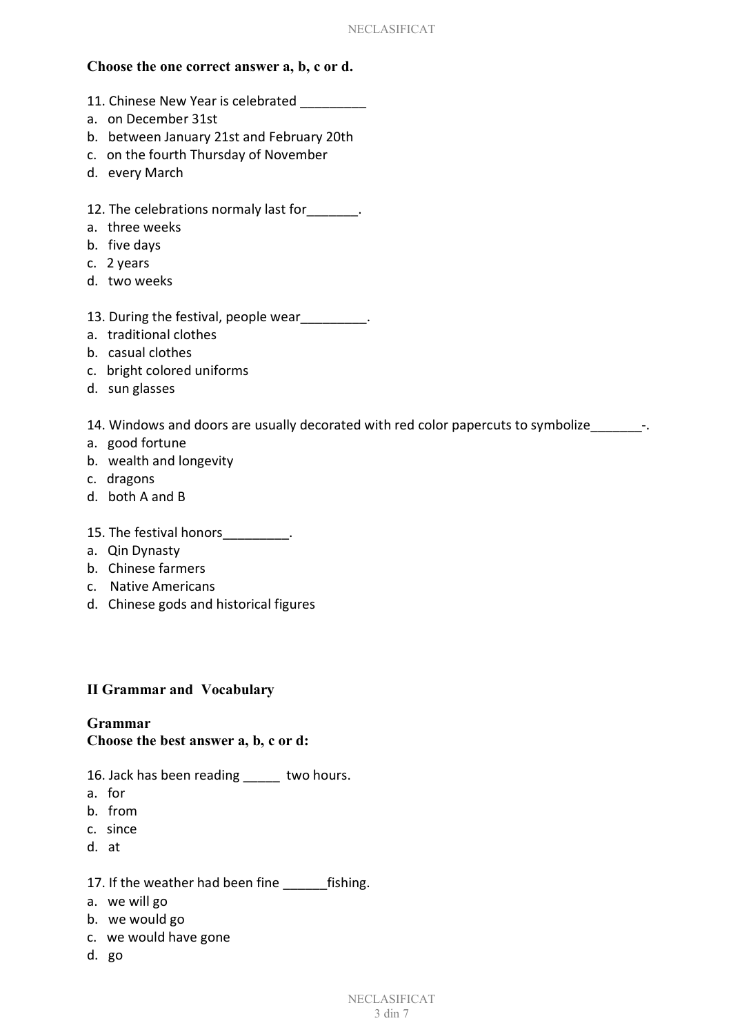**Choose the one correct answer a, b, c or d.**

11. Chinese New Year is celebrated _________
a. on December 31st
b. between January 21st and February 20th
c. on the fourth Thursday of November
d. every March

12. The celebrations normaly last for_______.
a. three weeks
b. five days
c. 2 years
d. two weeks

13. During the festival, people wear_________.
a. traditional clothes
b. casual clothes
c. bright colored uniforms
d. sun glasses

14. Windows and doors are usually decorated with red color papercuts to symbolize_______-.
a. good fortune
b. wealth and longevity
c. dragons
d. both A and B

15. The festival honors_________.
a. Qin Dynasty
b. Chinese farmers
c. Native Americans
d. Chinese gods and historical figures

## II Grammar and Vocabulary

### Grammar

**Choose the best answer a, b, c or d:**

16. Jack has been reading _____ two hours.
a. for
b. from
c. since
d. at

17. If the weather had been fine ______fishing.
a. we will go
b. we would go
c. we would have gone
d. go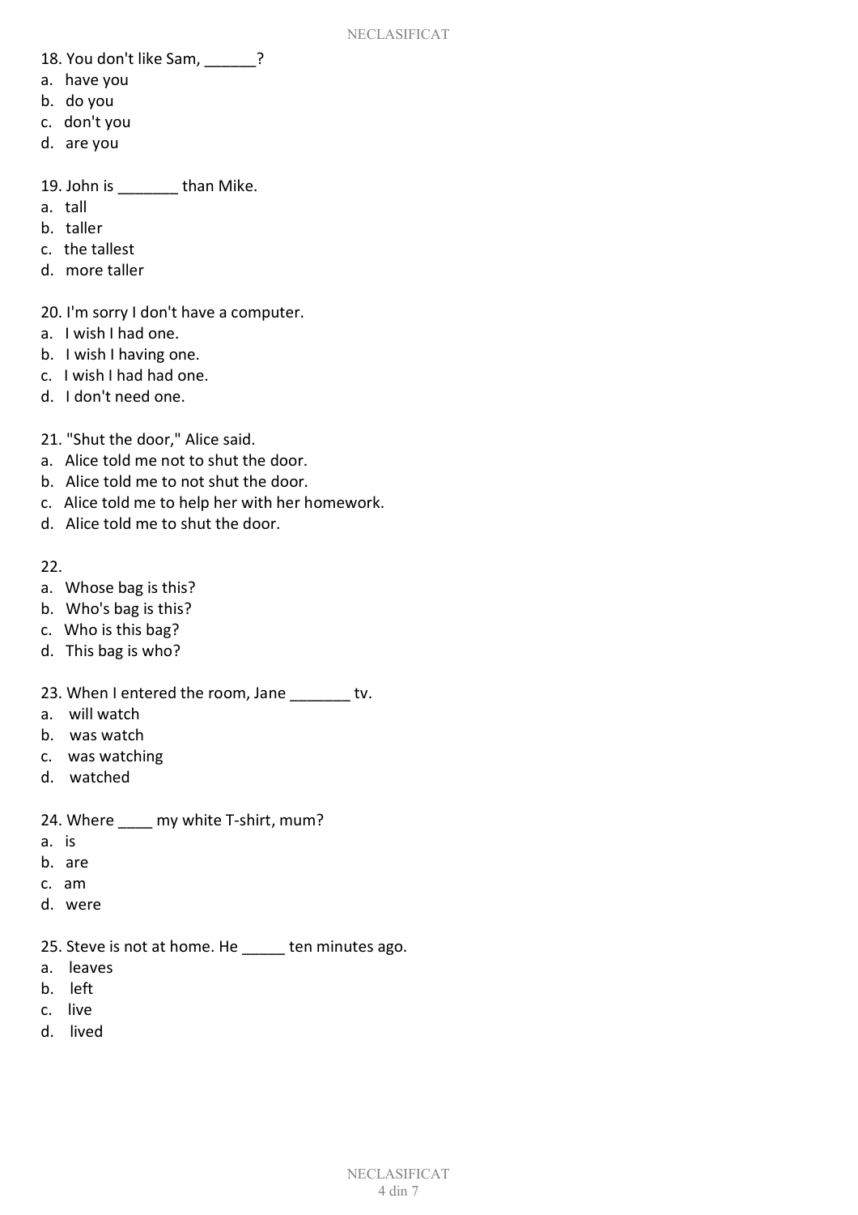18. You don't like Sam, ______?

a. have you
b. do you
c. don't you
d. are you

19. John is _______ than Mike.

a. tall
b. taller
c. the tallest
d. more taller

20. I'm sorry I don't have a computer.

a. I wish I had one.
b. I wish I having one.
c. I wish I had had one.
d. I don't need one.

21. "Shut the door," Alice said.

a. Alice told me not to shut the door.
b. Alice told me to not shut the door.
c. Alice told me to help her with her homework.
d. Alice told me to shut the door.

22.

a. Whose bag is this?
b. Who's bag is this?
c. Who is this bag?
d. This bag is who?

23. When I entered the room, Jane _______ tv.

a. will watch
b. was watch
c. was watching
d. watched

24. Where ____ my white T-shirt, mum?

a. is
b. are
c. am
d. were

25. Steve is not at home. He _____ ten minutes ago.

a. leaves
b. left
c. live
d. lived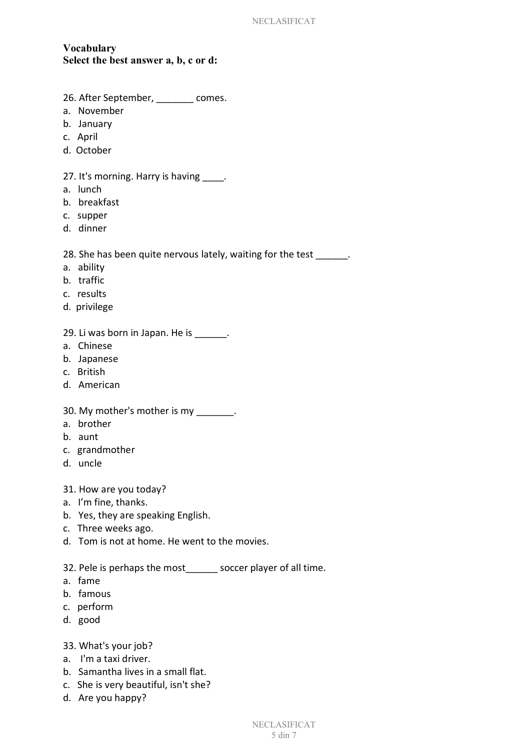**Vocabulary**
**Select the best answer a, b, c or d:**

26. After September, _______ comes.
a. November
b. January
c. April
d. October

27. It's morning. Harry is having ____.
a. lunch
b. breakfast
c. supper
d. dinner

28. She has been quite nervous lately, waiting for the test ______.
a. ability
b. traffic
c. results
d. privilege

29. Li was born in Japan. He is ______.
a. Chinese
b. Japanese
c. British
d. American

30. My mother's mother is my _______.
a. brother
b. aunt
c. grandmother
d. uncle

31. How are you today?
a. I'm fine, thanks.
b. Yes, they are speaking English.
c. Three weeks ago.
d. Tom is not at home. He went to the movies.

32. Pele is perhaps the most______ soccer player of all time.
a. fame
b. famous
c. perform
d. good

33. What's your job?
a. I'm a taxi driver.
b. Samantha lives in a small flat.
c. She is very beautiful, isn't she?
d. Are you happy?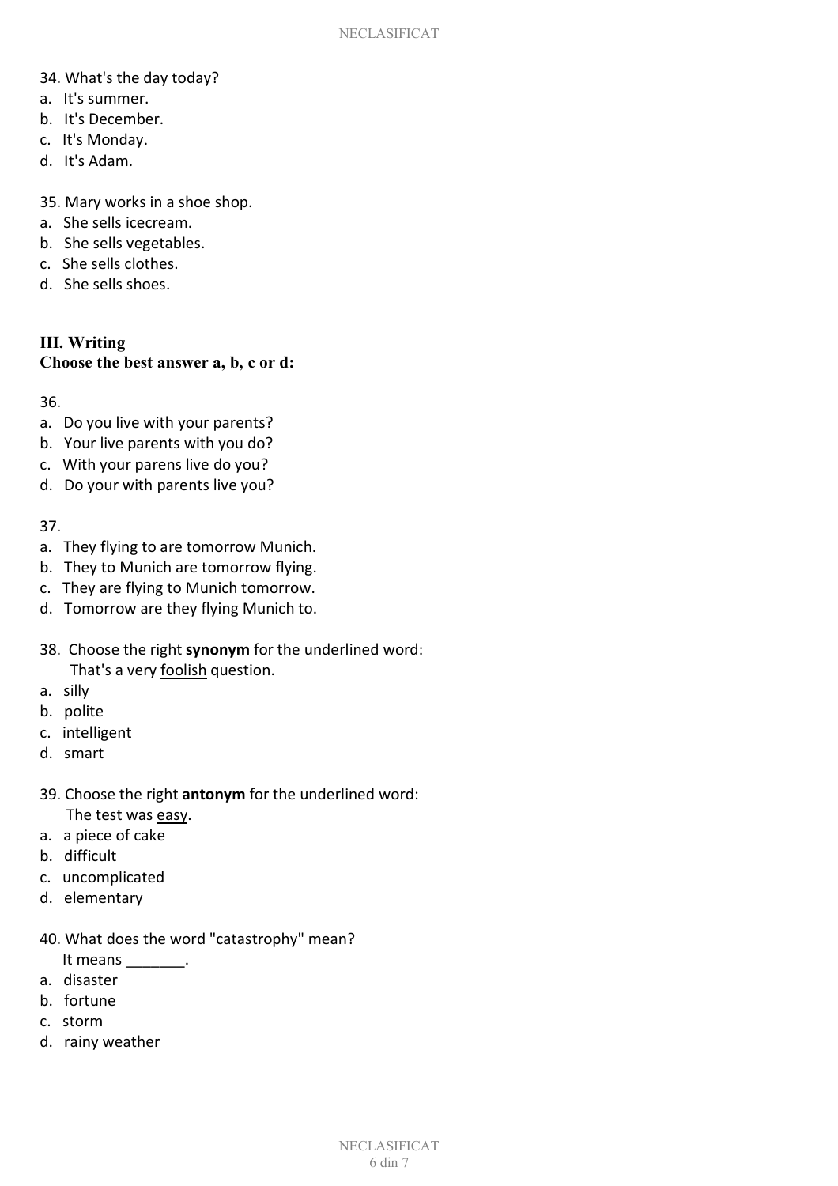34. What's the day today?
a. It's summer.
b. It's December.
c. It's Monday.
d. It's Adam.

35. Mary works in a shoe shop.
a. She sells icecream.
b. She sells vegetables.
c. She sells clothes.
d. She sells shoes.

## III. Writing
**Choose the best answer a, b, c or d:**

36.
a. Do you live with your parents?
b. Your live parents with you do?
c. With your parens live do you?
d. Do your with parents live you?

37.
a. They flying to are tomorrow Munich.
b. They to Munich are tomorrow flying.
c. They are flying to Munich tomorrow.
d. Tomorrow are they flying Munich to.

38. Choose the right **synonym** for the underlined word:
That's a very <u>foolish</u> question.
a. silly
b. polite
c. intelligent
d. smart

39. Choose the right **antonym** for the underlined word:
The test was <u>easy</u>.
a. a piece of cake
b. difficult
c. uncomplicated
d. elementary

40. What does the word "catastrophy" mean?
It means _______.
a. disaster
b. fortune
c. storm
d. rainy weather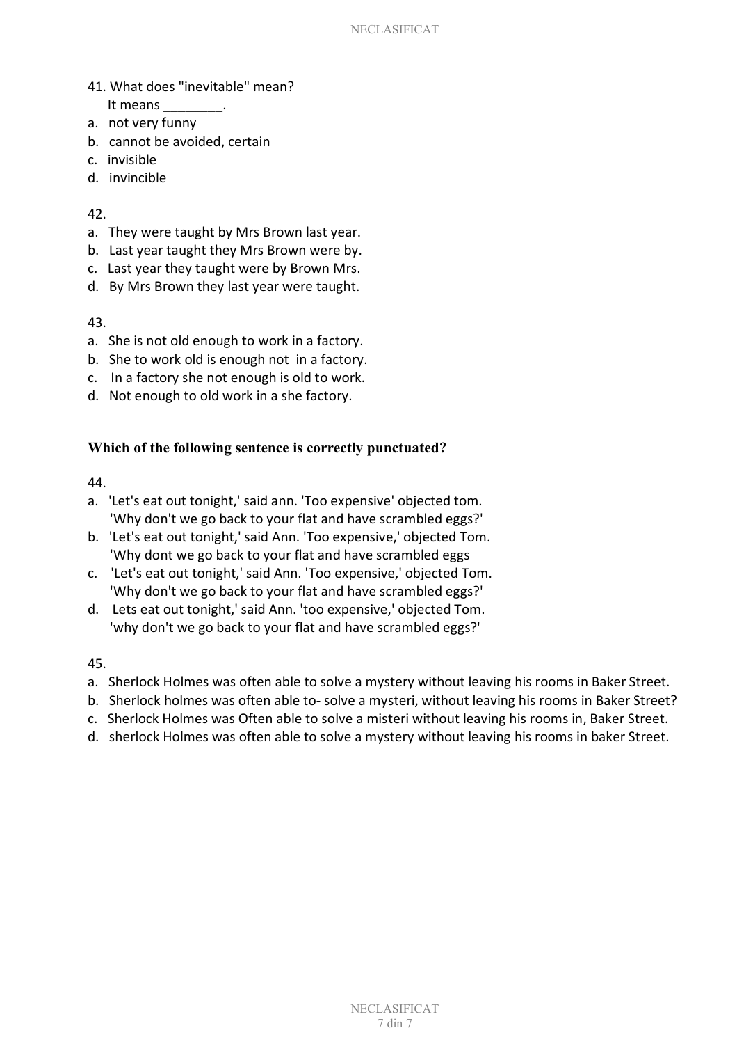41. What does "inevitable" mean?
    It means ________.

a. not very funny
b. cannot be avoided, certain
c. invisible
d. invincible

42.

a. They were taught by Mrs Brown last year.
b. Last year taught they Mrs Brown were by.
c. Last year they taught were by Brown Mrs.
d. By Mrs Brown they last year were taught.

43.

a. She is not old enough to work in a factory.
b. She to work old is enough not in a factory.
c. In a factory she not enough is old to work.
d. Not enough to old work in a she factory.

**Which of the following sentence is correctly punctuated?**

44.

a. 'Let's eat out tonight,' said ann. 'Too expensive' objected tom. 'Why don't we go back to your flat and have scrambled eggs?'
b. 'Let's eat out tonight,' said Ann. 'Too expensive,' objected Tom. 'Why dont we go back to your flat and have scrambled eggs
c. 'Let's eat out tonight,' said Ann. 'Too expensive,' objected Tom. 'Why don't we go back to your flat and have scrambled eggs?'
d. Lets eat out tonight,' said Ann. 'too expensive,' objected Tom. 'why don't we go back to your flat and have scrambled eggs?'

45.

a. Sherlock Holmes was often able to solve a mystery without leaving his rooms in Baker Street.
b. Sherlock holmes was often able to- solve a mysteri, without leaving his rooms in Baker Street?
c. Sherlock Holmes was Often able to solve a misteri without leaving his rooms in, Baker Street.
d. sherlock Holmes was often able to solve a mystery without leaving his rooms in baker Street.